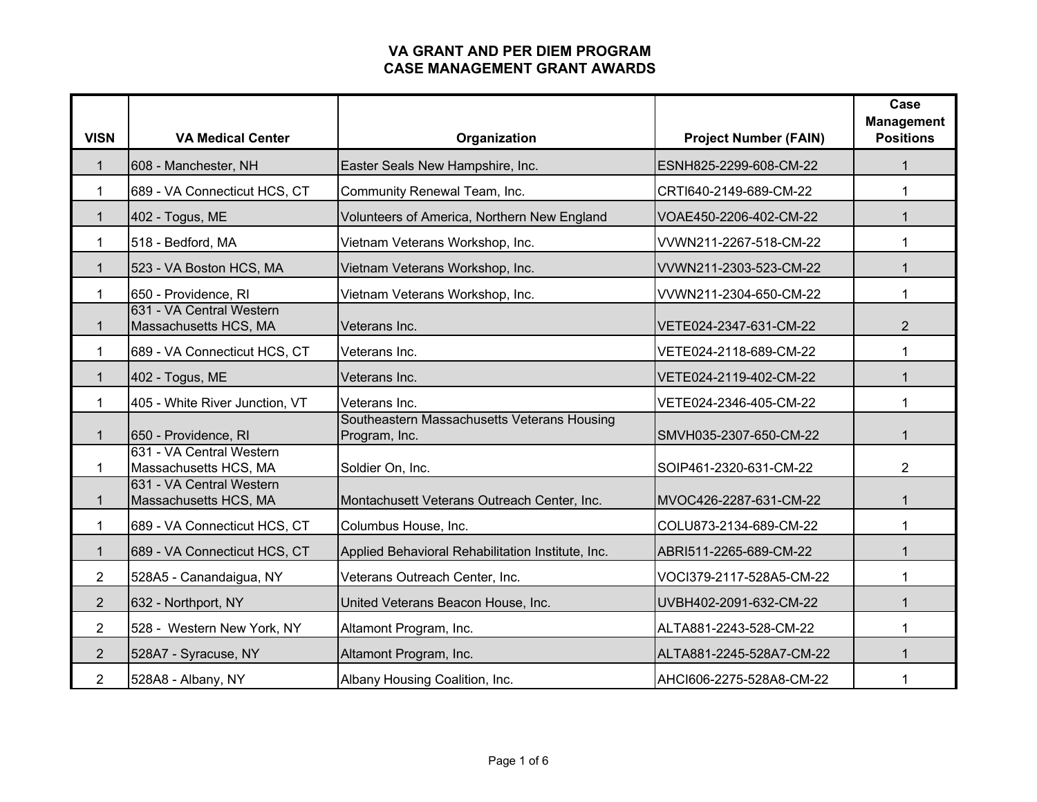# VA GRANT AND PER DIEM PROGRAM
## CASE MANAGEMENT GRANT AWARDS

| VISN | VA Medical Center | Organization | Project Number (FAIN) | Case Management Positions |
|---|---|---|---|---|
| 1 | 608 - Manchester, NH | Easter Seals New Hampshire, Inc. | ESNH825-2299-608-CM-22 | 1 |
| 1 | 689 - VA Connecticut HCS, CT | Community Renewal Team, Inc. | CRTI640-2149-689-CM-22 | 1 |
| 1 | 402 - Togus, ME | Volunteers of America, Northern New England | VOAE450-2206-402-CM-22 | 1 |
| 1 | 518 - Bedford, MA | Vietnam Veterans Workshop, Inc. | VVWN211-2267-518-CM-22 | 1 |
| 1 | 523 - VA Boston HCS, MA | Vietnam Veterans Workshop, Inc. | VVWN211-2303-523-CM-22 | 1 |
| 1 | 650 - Providence, RI | Vietnam Veterans Workshop, Inc. | VVWN211-2304-650-CM-22 | 1 |
| 1 | 631 - VA Central Western Massachusetts HCS, MA | Veterans Inc. | VETE024-2347-631-CM-22 | 2 |
| 1 | 689 - VA Connecticut HCS, CT | Veterans Inc. | VETE024-2118-689-CM-22 | 1 |
| 1 | 402 - Togus, ME | Veterans Inc. | VETE024-2119-402-CM-22 | 1 |
| 1 | 405 - White River Junction, VT | Veterans Inc. | VETE024-2346-405-CM-22 | 1 |
| 1 | 650 - Providence, RI | Southeastern Massachusetts Veterans Housing Program, Inc. | SMVH035-2307-650-CM-22 | 1 |
| 1 | 631 - VA Central Western Massachusetts HCS, MA | Soldier On, Inc. | SOIP461-2320-631-CM-22 | 2 |
| 1 | 631 - VA Central Western Massachusetts HCS, MA | Montachusett Veterans Outreach Center, Inc. | MVOC426-2287-631-CM-22 | 1 |
| 1 | 689 - VA Connecticut HCS, CT | Columbus House, Inc. | COLU873-2134-689-CM-22 | 1 |
| 1 | 689 - VA Connecticut HCS, CT | Applied Behavioral Rehabilitation Institute, Inc. | ABRI511-2265-689-CM-22 | 1 |
| 2 | 528A5 - Canandaigua, NY | Veterans Outreach Center, Inc. | VOCI379-2117-528A5-CM-22 | 1 |
| 2 | 632 - Northport, NY | United Veterans Beacon House, Inc. | UVBH402-2091-632-CM-22 | 1 |
| 2 | 528 - Western New York, NY | Altamont Program, Inc. | ALTA881-2243-528-CM-22 | 1 |
| 2 | 528A7 - Syracuse, NY | Altamont Program, Inc. | ALTA881-2245-528A7-CM-22 | 1 |
| 2 | 528A8 - Albany, NY | Albany Housing Coalition, Inc. | AHCI606-2275-528A8-CM-22 | 1 |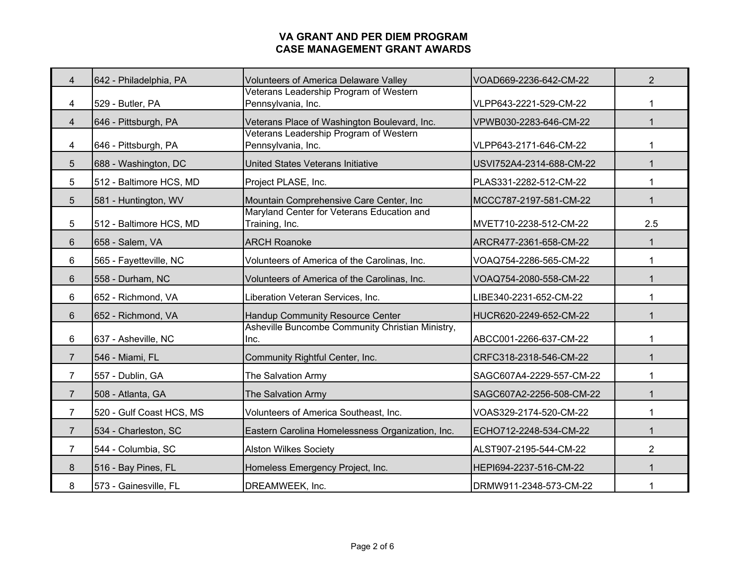# VA GRANT AND PER DIEM PROGRAM
## CASE MANAGEMENT GRANT AWARDS

| | | | | |
|---|---|---|---|---|
| 4 | 642 - Philadelphia, PA | Volunteers of America Delaware Valley | VOAD669-2236-642-CM-22 | 2 |
| 4 | 529 - Butler, PA | Veterans Leadership Program of Western Pennsylvania, Inc. | VLPP643-2221-529-CM-22 | 1 |
| 4 | 646 - Pittsburgh, PA | Veterans Place of Washington Boulevard, Inc. | VPWB030-2283-646-CM-22 | 1 |
| 4 | 646 - Pittsburgh, PA | Veterans Leadership Program of Western Pennsylvania, Inc. | VLPP643-2171-646-CM-22 | 1 |
| 5 | 688 - Washington, DC | United States Veterans Initiative | USVI752A4-2314-688-CM-22 | 1 |
| 5 | 512 - Baltimore HCS, MD | Project PLASE, Inc. | PLAS331-2282-512-CM-22 | 1 |
| 5 | 581 - Huntington, WV | Mountain Comprehensive Care Center, Inc | MCCC787-2197-581-CM-22 | 1 |
| 5 | 512 - Baltimore HCS, MD | Maryland Center for Veterans Education and Training, Inc. | MVET710-2238-512-CM-22 | 2.5 |
| 6 | 658 - Salem, VA | ARCH Roanoke | ARCR477-2361-658-CM-22 | 1 |
| 6 | 565 - Fayetteville, NC | Volunteers of America of the Carolinas, Inc. | VOAQ754-2286-565-CM-22 | 1 |
| 6 | 558 - Durham, NC | Volunteers of America of the Carolinas, Inc. | VOAQ754-2080-558-CM-22 | 1 |
| 6 | 652 - Richmond, VA | Liberation Veteran Services, Inc. | LIBE340-2231-652-CM-22 | 1 |
| 6 | 652 - Richmond, VA | Handup Community Resource Center | HUCR620-2249-652-CM-22 | 1 |
| 6 | 637 - Asheville, NC | Asheville Buncombe Community Christian Ministry, Inc. | ABCC001-2266-637-CM-22 | 1 |
| 7 | 546 - Miami, FL | Community Rightful Center, Inc. | CRFC318-2318-546-CM-22 | 1 |
| 7 | 557 - Dublin, GA | The Salvation Army | SAGC607A4-2229-557-CM-22 | 1 |
| 7 | 508 - Atlanta, GA | The Salvation Army | SAGC607A2-2256-508-CM-22 | 1 |
| 7 | 520 - Gulf Coast HCS, MS | Volunteers of America Southeast, Inc. | VOAS329-2174-520-CM-22 | 1 |
| 7 | 534 - Charleston, SC | Eastern Carolina Homelessness Organization, Inc. | ECHO712-2248-534-CM-22 | 1 |
| 7 | 544 - Columbia, SC | Alston Wilkes Society | ALST907-2195-544-CM-22 | 2 |
| 8 | 516 - Bay Pines, FL | Homeless Emergency Project, Inc. | HEPI694-2237-516-CM-22 | 1 |
| 8 | 573 - Gainesville, FL | DREAMWEEK, Inc. | DRMW911-2348-573-CM-22 | 1 |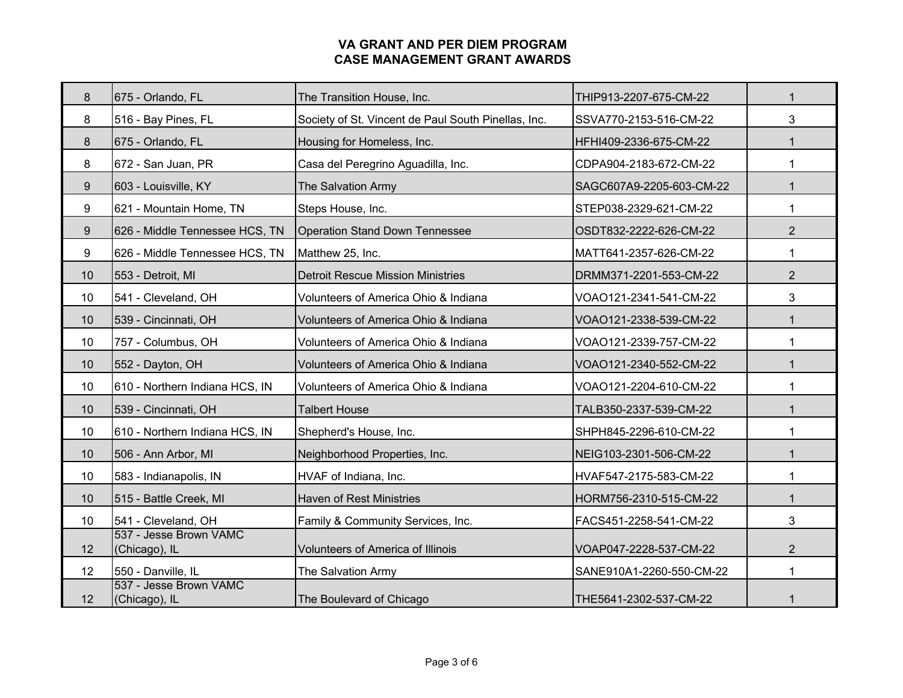# VA GRANT AND PER DIEM PROGRAM
## CASE MANAGEMENT GRANT AWARDS

| | | | | |
|---|---|---|---|---|
| 8 | 675 - Orlando, FL | The Transition House, Inc. | THIP913-2207-675-CM-22 | 1 |
| 8 | 516 - Bay Pines, FL | Society of St. Vincent de Paul South Pinellas, Inc. | SSVA770-2153-516-CM-22 | 3 |
| 8 | 675 - Orlando, FL | Housing for Homeless, Inc. | HFHI409-2336-675-CM-22 | 1 |
| 8 | 672 - San Juan, PR | Casa del Peregrino Aguadilla, Inc. | CDPA904-2183-672-CM-22 | 1 |
| 9 | 603 - Louisville, KY | The Salvation Army | SAGC607A9-2205-603-CM-22 | 1 |
| 9 | 621 - Mountain Home, TN | Steps House, Inc. | STEP038-2329-621-CM-22 | 1 |
| 9 | 626 - Middle Tennessee HCS, TN | Operation Stand Down Tennessee | OSDT832-2222-626-CM-22 | 2 |
| 9 | 626 - Middle Tennessee HCS, TN | Matthew 25, Inc. | MATT641-2357-626-CM-22 | 1 |
| 10 | 553 - Detroit, MI | Detroit Rescue Mission Ministries | DRMM371-2201-553-CM-22 | 2 |
| 10 | 541 - Cleveland, OH | Volunteers of America Ohio & Indiana | VOAO121-2341-541-CM-22 | 3 |
| 10 | 539 - Cincinnati, OH | Volunteers of America Ohio & Indiana | VOAO121-2338-539-CM-22 | 1 |
| 10 | 757 - Columbus, OH | Volunteers of America Ohio & Indiana | VOAO121-2339-757-CM-22 | 1 |
| 10 | 552 - Dayton, OH | Volunteers of America Ohio & Indiana | VOAO121-2340-552-CM-22 | 1 |
| 10 | 610 - Northern Indiana HCS, IN | Volunteers of America Ohio & Indiana | VOAO121-2204-610-CM-22 | 1 |
| 10 | 539 - Cincinnati, OH | Talbert House | TALB350-2337-539-CM-22 | 1 |
| 10 | 610 - Northern Indiana HCS, IN | Shepherd's House, Inc. | SHPH845-2296-610-CM-22 | 1 |
| 10 | 506 - Ann Arbor, MI | Neighborhood Properties, Inc. | NEIG103-2301-506-CM-22 | 1 |
| 10 | 583 - Indianapolis, IN | HVAF of Indiana, Inc. | HVAF547-2175-583-CM-22 | 1 |
| 10 | 515 - Battle Creek, MI | Haven of Rest Ministries | HORM756-2310-515-CM-22 | 1 |
| 10 | 541 - Cleveland, OH | Family & Community Services, Inc. | FACS451-2258-541-CM-22 | 3 |
| 12 | 537 - Jesse Brown VAMC (Chicago), IL | Volunteers of America of Illinois | VOAP047-2228-537-CM-22 | 2 |
| 12 | 550 - Danville, IL | The Salvation Army | SANE910A1-2260-550-CM-22 | 1 |
| 12 | 537 - Jesse Brown VAMC (Chicago), IL | The Boulevard of Chicago | THE5641-2302-537-CM-22 | 1 |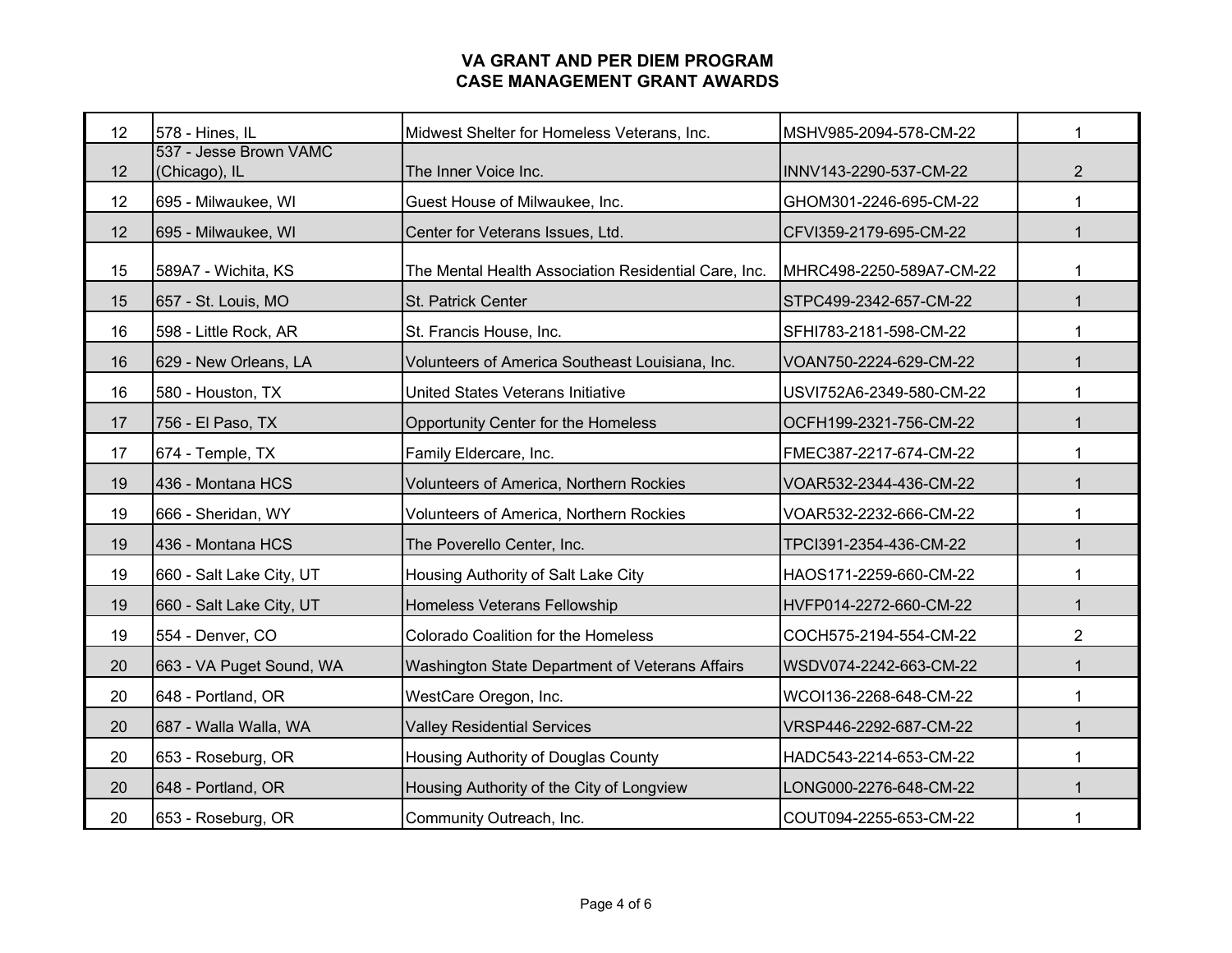# VA GRANT AND PER DIEM PROGRAM
## CASE MANAGEMENT GRANT AWARDS

| | | | | |
|---|---|---|---|---|
| 12 | 578 - Hines, IL | Midwest Shelter for Homeless Veterans, Inc. | MSHV985-2094-578-CM-22 | 1 |
| 12 | 537 - Jesse Brown VAMC (Chicago), IL | The Inner Voice Inc. | INNV143-2290-537-CM-22 | 2 |
| 12 | 695 - Milwaukee, WI | Guest House of Milwaukee, Inc. | GHOM301-2246-695-CM-22 | 1 |
| 12 | 695 - Milwaukee, WI | Center for Veterans Issues, Ltd. | CFVI359-2179-695-CM-22 | 1 |
| 15 | 589A7 - Wichita, KS | The Mental Health Association Residential Care, Inc. | MHRC498-2250-589A7-CM-22 | 1 |
| 15 | 657 - St. Louis, MO | St. Patrick Center | STPC499-2342-657-CM-22 | 1 |
| 16 | 598 - Little Rock, AR | St. Francis House, Inc. | SFHI783-2181-598-CM-22 | 1 |
| 16 | 629 - New Orleans, LA | Volunteers of America Southeast Louisiana, Inc. | VOAN750-2224-629-CM-22 | 1 |
| 16 | 580 - Houston, TX | United States Veterans Initiative | USVI752A6-2349-580-CM-22 | 1 |
| 17 | 756 - El Paso, TX | Opportunity Center for the Homeless | OCFH199-2321-756-CM-22 | 1 |
| 17 | 674 - Temple, TX | Family Eldercare, Inc. | FMEC387-2217-674-CM-22 | 1 |
| 19 | 436 - Montana HCS | Volunteers of America, Northern Rockies | VOAR532-2344-436-CM-22 | 1 |
| 19 | 666 - Sheridan, WY | Volunteers of America, Northern Rockies | VOAR532-2232-666-CM-22 | 1 |
| 19 | 436 - Montana HCS | The Poverello Center, Inc. | TPCI391-2354-436-CM-22 | 1 |
| 19 | 660 - Salt Lake City, UT | Housing Authority of Salt Lake City | HAOS171-2259-660-CM-22 | 1 |
| 19 | 660 - Salt Lake City, UT | Homeless Veterans Fellowship | HVFP014-2272-660-CM-22 | 1 |
| 19 | 554 - Denver, CO | Colorado Coalition for the Homeless | COCH575-2194-554-CM-22 | 2 |
| 20 | 663 - VA Puget Sound, WA | Washington State Department of Veterans Affairs | WSDV074-2242-663-CM-22 | 1 |
| 20 | 648 - Portland, OR | WestCare Oregon, Inc. | WCOI136-2268-648-CM-22 | 1 |
| 20 | 687 - Walla Walla, WA | Valley Residential Services | VRSP446-2292-687-CM-22 | 1 |
| 20 | 653 - Roseburg, OR | Housing Authority of Douglas County | HADC543-2214-653-CM-22 | 1 |
| 20 | 648 - Portland, OR | Housing Authority of the City of Longview | LONG000-2276-648-CM-22 | 1 |
| 20 | 653 - Roseburg, OR | Community Outreach, Inc. | COUT094-2255-653-CM-22 | 1 |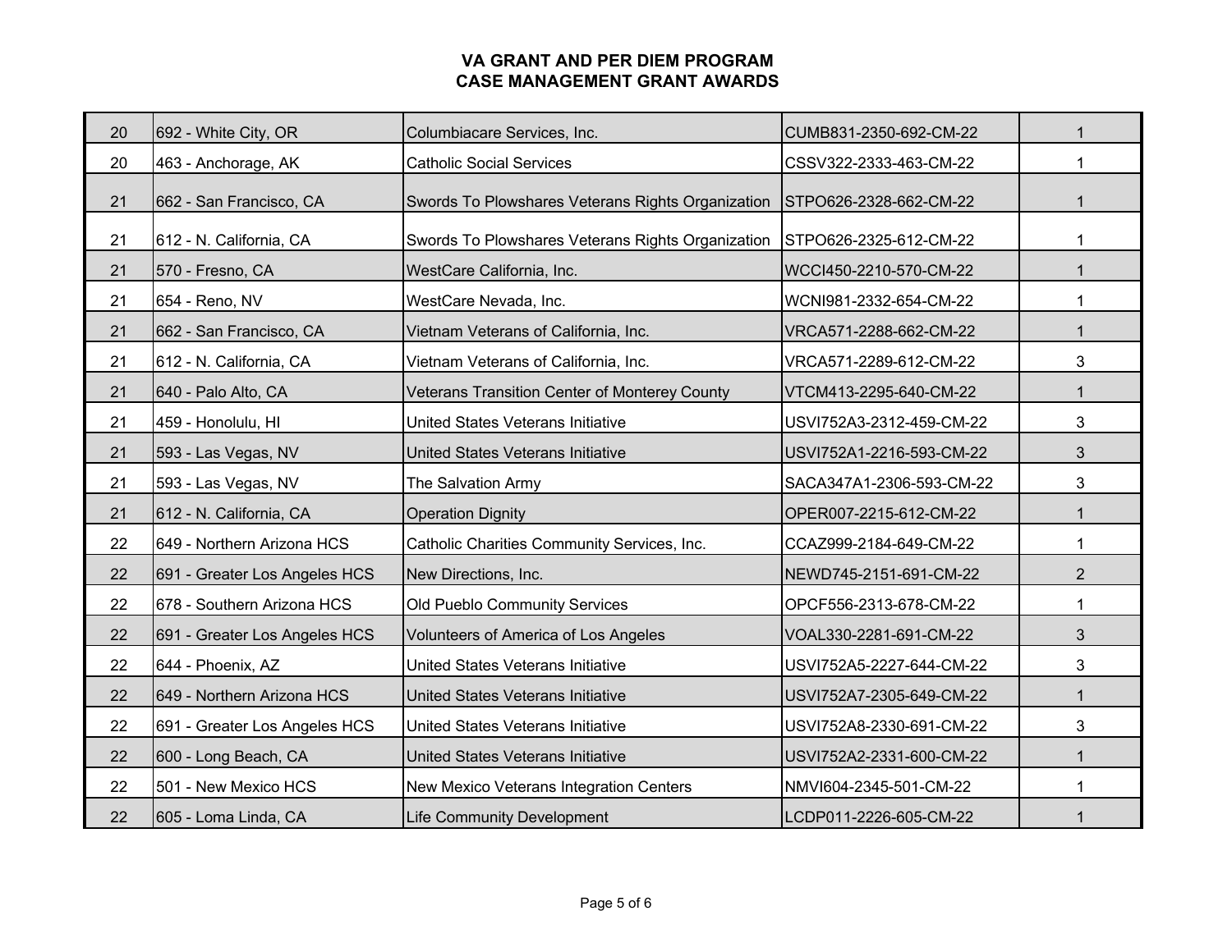# VA GRANT AND PER DIEM PROGRAM
## CASE MANAGEMENT GRANT AWARDS

| | | | | |
|---|---|---|---|---|
| 20 | 692 - White City, OR | Columbiacare Services, Inc. | CUMB831-2350-692-CM-22 | 1 |
| 20 | 463 - Anchorage, AK | Catholic Social Services | CSSV322-2333-463-CM-22 | 1 |
| 21 | 662 - San Francisco, CA | Swords To Plowshares Veterans Rights Organization | STPO626-2328-662-CM-22 | 1 |
| 21 | 612 - N. California, CA | Swords To Plowshares Veterans Rights Organization | STPO626-2325-612-CM-22 | 1 |
| 21 | 570 - Fresno, CA | WestCare California, Inc. | WCCI450-2210-570-CM-22 | 1 |
| 21 | 654 - Reno, NV | WestCare Nevada, Inc. | WCNI981-2332-654-CM-22 | 1 |
| 21 | 662 - San Francisco, CA | Vietnam Veterans of California, Inc. | VRCA571-2288-662-CM-22 | 1 |
| 21 | 612 - N. California, CA | Vietnam Veterans of California, Inc. | VRCA571-2289-612-CM-22 | 3 |
| 21 | 640 - Palo Alto, CA | Veterans Transition Center of Monterey County | VTCM413-2295-640-CM-22 | 1 |
| 21 | 459 - Honolulu, HI | United States Veterans Initiative | USVI752A3-2312-459-CM-22 | 3 |
| 21 | 593 - Las Vegas, NV | United States Veterans Initiative | USVI752A1-2216-593-CM-22 | 3 |
| 21 | 593 - Las Vegas, NV | The Salvation Army | SACA347A1-2306-593-CM-22 | 3 |
| 21 | 612 - N. California, CA | Operation Dignity | OPER007-2215-612-CM-22 | 1 |
| 22 | 649 - Northern Arizona HCS | Catholic Charities Community Services, Inc. | CCAZ999-2184-649-CM-22 | 1 |
| 22 | 691 - Greater Los Angeles HCS | New Directions, Inc. | NEWD745-2151-691-CM-22 | 2 |
| 22 | 678 - Southern Arizona HCS | Old Pueblo Community Services | OPCF556-2313-678-CM-22 | 1 |
| 22 | 691 - Greater Los Angeles HCS | Volunteers of America of Los Angeles | VOAL330-2281-691-CM-22 | 3 |
| 22 | 644 - Phoenix, AZ | United States Veterans Initiative | USVI752A5-2227-644-CM-22 | 3 |
| 22 | 649 - Northern Arizona HCS | United States Veterans Initiative | USVI752A7-2305-649-CM-22 | 1 |
| 22 | 691 - Greater Los Angeles HCS | United States Veterans Initiative | USVI752A8-2330-691-CM-22 | 3 |
| 22 | 600 - Long Beach, CA | United States Veterans Initiative | USVI752A2-2331-600-CM-22 | 1 |
| 22 | 501 - New Mexico HCS | New Mexico Veterans Integration Centers | NMVI604-2345-501-CM-22 | 1 |
| 22 | 605 - Loma Linda, CA | Life Community Development | LCDP011-2226-605-CM-22 | 1 |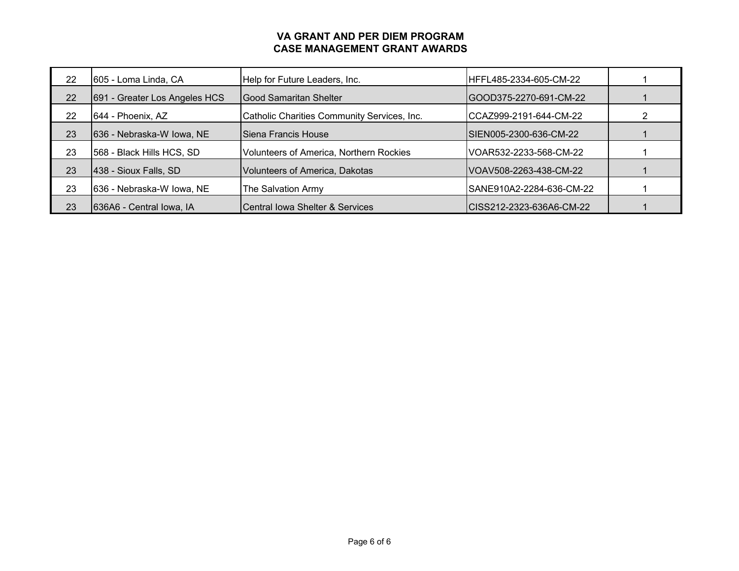## VA GRANT AND PER DIEM PROGRAM
## CASE MANAGEMENT GRANT AWARDS

| | | | | |
|---|---|---|---|---|
| 22 | 605 - Loma Linda, CA | Help for Future Leaders, Inc. | HFFL485-2334-605-CM-22 | 1 |
| 22 | 691 - Greater Los Angeles HCS | Good Samaritan Shelter | GOOD375-2270-691-CM-22 | 1 |
| 22 | 644 - Phoenix, AZ | Catholic Charities Community Services, Inc. | CCAZ999-2191-644-CM-22 | 2 |
| 23 | 636 - Nebraska-W Iowa, NE | Siena Francis House | SIEN005-2300-636-CM-22 | 1 |
| 23 | 568 - Black Hills HCS, SD | Volunteers of America, Northern Rockies | VOAR532-2233-568-CM-22 | 1 |
| 23 | 438 - Sioux Falls, SD | Volunteers of America, Dakotas | VOAV508-2263-438-CM-22 | 1 |
| 23 | 636 - Nebraska-W Iowa, NE | The Salvation Army | SANE910A2-2284-636-CM-22 | 1 |
| 23 | 636A6 - Central Iowa, IA | Central Iowa Shelter & Services | CISS212-2323-636A6-CM-22 | 1 |